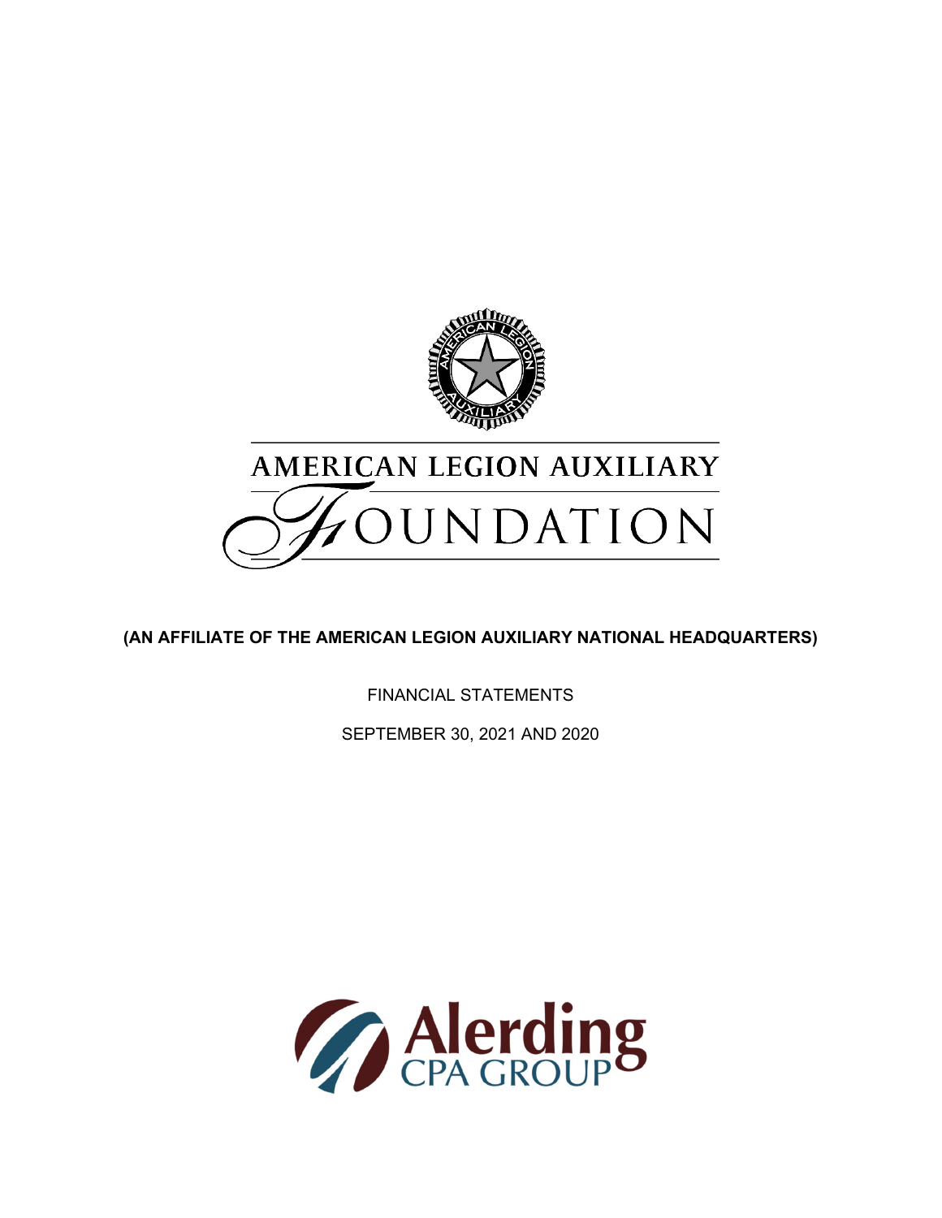# AMERICAN LEGION AUXILIARY FOUNDATION

**(AN AFFILIATE OF THE AMERICAN LEGION AUXILIARY NATIONAL HEADQUARTERS)**

FINANCIAL STATEMENTS

SEPTEMBER 30, 2021 AND 2020

Alerding CPA GROUP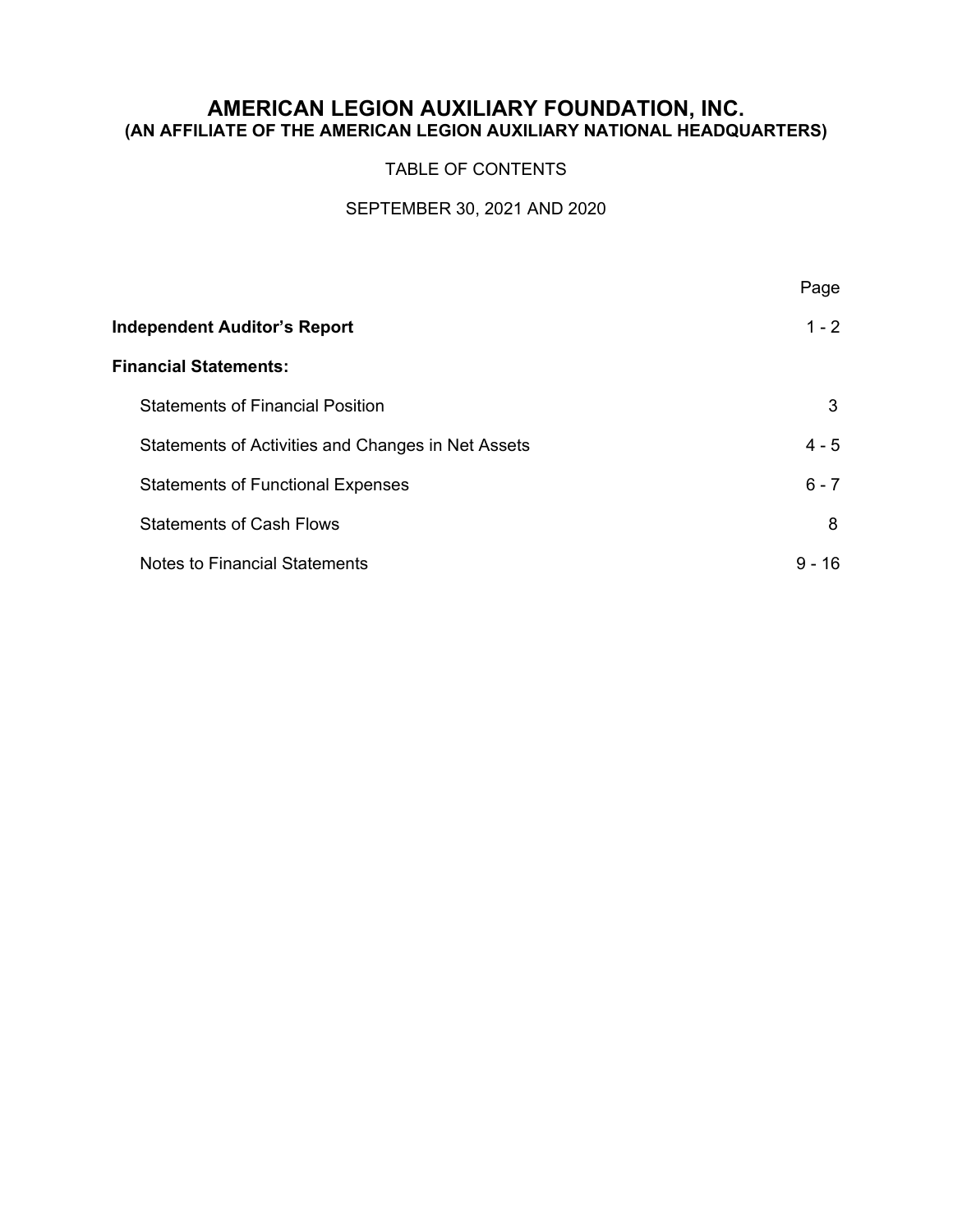# AMERICAN LEGION AUXILIARY FOUNDATION, INC.
## (AN AFFILIATE OF THE AMERICAN LEGION AUXILIARY NATIONAL HEADQUARTERS)

TABLE OF CONTENTS

SEPTEMBER 30, 2021 AND 2020

| | Page |
|---|---|
| **Independent Auditor's Report** | 1 - 2 |
| **Financial Statements:** | |
| Statements of Financial Position | 3 |
| Statements of Activities and Changes in Net Assets | 4 - 5 |
| Statements of Functional Expenses | 6 - 7 |
| Statements of Cash Flows | 8 |
| Notes to Financial Statements | 9 - 16 |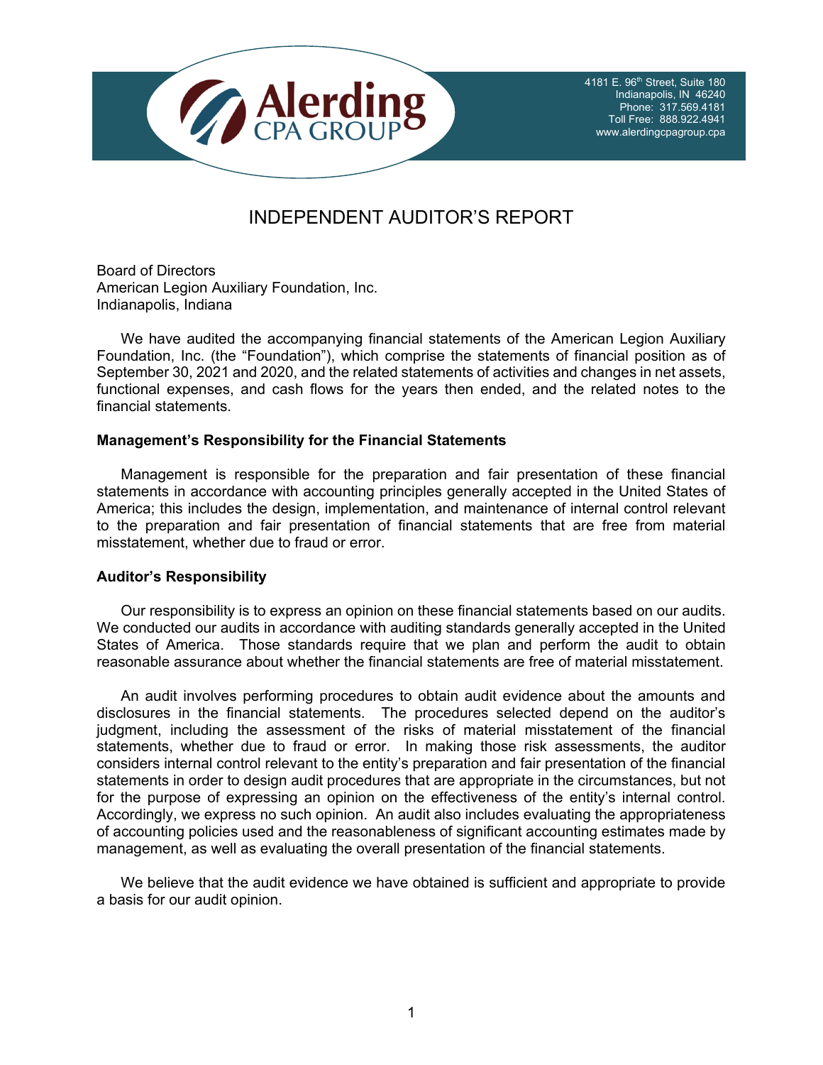Alerding CPA GROUP

4181 E. 96th Street, Suite 180
Indianapolis, IN 46240
Phone: 317.569.4181
Toll Free: 888.922.4941
www.alerdingcpagroup.cpa

# INDEPENDENT AUDITOR'S REPORT

Board of Directors
American Legion Auxiliary Foundation, Inc.
Indianapolis, Indiana

We have audited the accompanying financial statements of the American Legion Auxiliary Foundation, Inc. (the "Foundation"), which comprise the statements of financial position as of September 30, 2021 and 2020, and the related statements of activities and changes in net assets, functional expenses, and cash flows for the years then ended, and the related notes to the financial statements.

**Management's Responsibility for the Financial Statements**

Management is responsible for the preparation and fair presentation of these financial statements in accordance with accounting principles generally accepted in the United States of America; this includes the design, implementation, and maintenance of internal control relevant to the preparation and fair presentation of financial statements that are free from material misstatement, whether due to fraud or error.

**Auditor's Responsibility**

Our responsibility is to express an opinion on these financial statements based on our audits. We conducted our audits in accordance with auditing standards generally accepted in the United States of America. Those standards require that we plan and perform the audit to obtain reasonable assurance about whether the financial statements are free of material misstatement.

An audit involves performing procedures to obtain audit evidence about the amounts and disclosures in the financial statements. The procedures selected depend on the auditor's judgment, including the assessment of the risks of material misstatement of the financial statements, whether due to fraud or error. In making those risk assessments, the auditor considers internal control relevant to the entity's preparation and fair presentation of the financial statements in order to design audit procedures that are appropriate in the circumstances, but not for the purpose of expressing an opinion on the effectiveness of the entity's internal control. Accordingly, we express no such opinion. An audit also includes evaluating the appropriateness of accounting policies used and the reasonableness of significant accounting estimates made by management, as well as evaluating the overall presentation of the financial statements.

We believe that the audit evidence we have obtained is sufficient and appropriate to provide a basis for our audit opinion.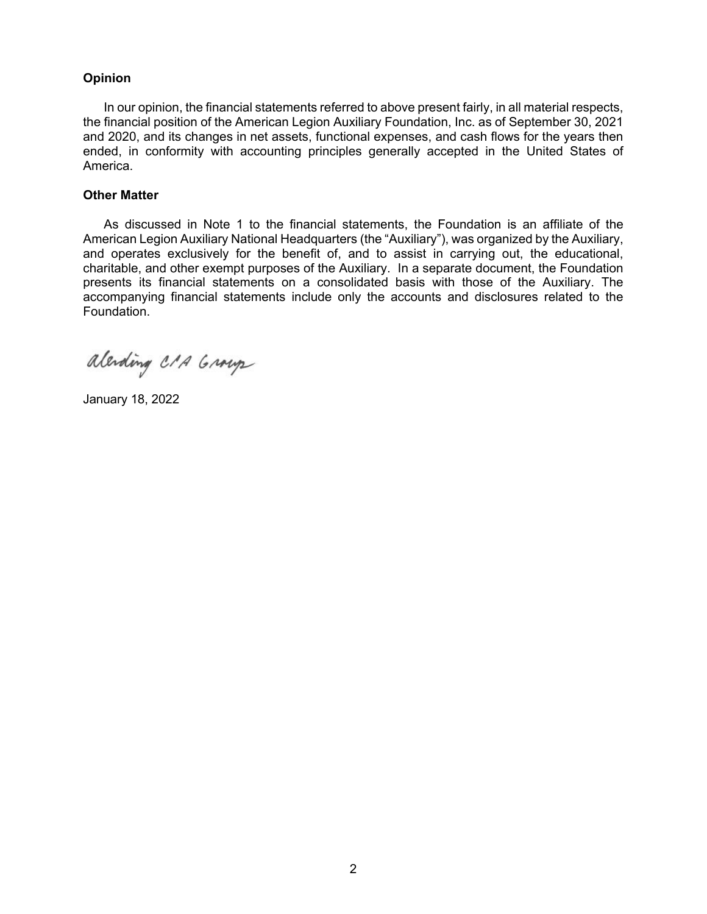**Opinion**

In our opinion, the financial statements referred to above present fairly, in all material respects, the financial position of the American Legion Auxiliary Foundation, Inc. as of September 30, 2021 and 2020, and its changes in net assets, functional expenses, and cash flows for the years then ended, in conformity with accounting principles generally accepted in the United States of America.

**Other Matter**

As discussed in Note 1 to the financial statements, the Foundation is an affiliate of the American Legion Auxiliary National Headquarters (the "Auxiliary"), was organized by the Auxiliary, and operates exclusively for the benefit of, and to assist in carrying out, the educational, charitable, and other exempt purposes of the Auxiliary. In a separate document, the Foundation presents its financial statements on a consolidated basis with those of the Auxiliary. The accompanying financial statements include only the accounts and disclosures related to the Foundation.

Alerding CPA Group

January 18, 2022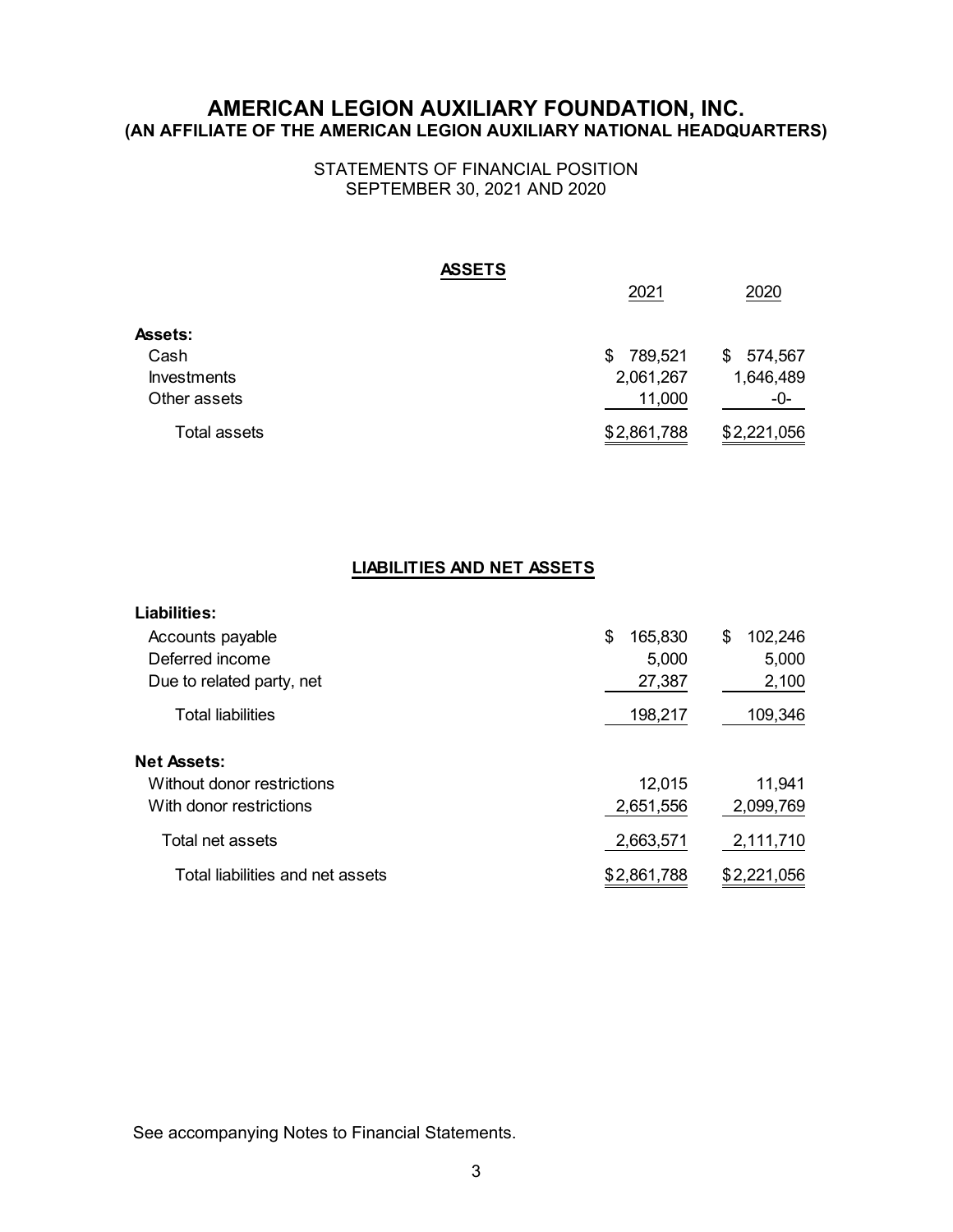# AMERICAN LEGION AUXILIARY FOUNDATION, INC.
## (AN AFFILIATE OF THE AMERICAN LEGION AUXILIARY NATIONAL HEADQUARTERS)

STATEMENTS OF FINANCIAL POSITION
SEPTEMBER 30, 2021 AND 2020

**ASSETS**

| | 2021 | 2020 |
|---|---|---|
| **Assets:** | | |
| Cash | $ 789,521 | $ 574,567 |
| Investments | 2,061,267 | 1,646,489 |
| Other assets | 11,000 | -0- |
| Total assets | $2,861,788 | $2,221,056 |

**LIABILITIES AND NET ASSETS**

| | 2021 | 2020 |
|---|---|---|
| **Liabilities:** | | |
| Accounts payable | $ 165,830 | $ 102,246 |
| Deferred income | 5,000 | 5,000 |
| Due to related party, net | 27,387 | 2,100 |
| Total liabilities | 198,217 | 109,346 |
| **Net Assets:** | | |
| Without donor restrictions | 12,015 | 11,941 |
| With donor restrictions | 2,651,556 | 2,099,769 |
| Total net assets | 2,663,571 | 2,111,710 |
| Total liabilities and net assets | $2,861,788 | $2,221,056 |

See accompanying Notes to Financial Statements.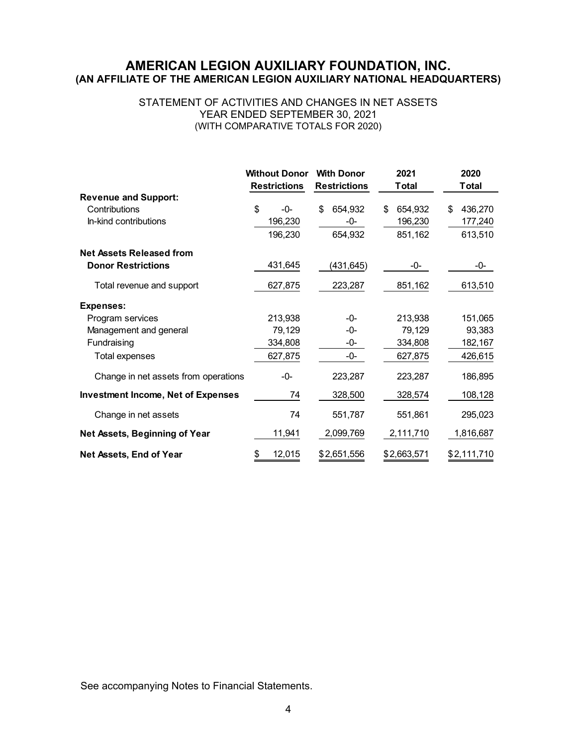# AMERICAN LEGION AUXILIARY FOUNDATION, INC.
## (AN AFFILIATE OF THE AMERICAN LEGION AUXILIARY NATIONAL HEADQUARTERS)

STATEMENT OF ACTIVITIES AND CHANGES IN NET ASSETS
YEAR ENDED SEPTEMBER 30, 2021
(WITH COMPARATIVE TOTALS FOR 2020)

| | Without Donor Restrictions | With Donor Restrictions | 2021 Total | 2020 Total |
|---|---|---|---|---|
| **Revenue and Support:** | | | | |
| Contributions | $ -0- | $ 654,932 | $ 654,932 | $ 436,270 |
| In-kind contributions | 196,230 | -0- | 196,230 | 177,240 |
| | 196,230 | 654,932 | 851,162 | 613,510 |
| **Net Assets Released from Donor Restrictions** | 431,645 | (431,645) | -0- | -0- |
| Total revenue and support | 627,875 | 223,287 | 851,162 | 613,510 |
| **Expenses:** | | | | |
| Program services | 213,938 | -0- | 213,938 | 151,065 |
| Management and general | 79,129 | -0- | 79,129 | 93,383 |
| Fundraising | 334,808 | -0- | 334,808 | 182,167 |
| Total expenses | 627,875 | -0- | 627,875 | 426,615 |
| Change in net assets from operations | -0- | 223,287 | 223,287 | 186,895 |
| **Investment Income, Net of Expenses** | 74 | 328,500 | 328,574 | 108,128 |
| Change in net assets | 74 | 551,787 | 551,861 | 295,023 |
| **Net Assets, Beginning of Year** | 11,941 | 2,099,769 | 2,111,710 | 1,816,687 |
| **Net Assets, End of Year** | $ 12,015 | $ 2,651,556 | $ 2,663,571 | $ 2,111,710 |

See accompanying Notes to Financial Statements.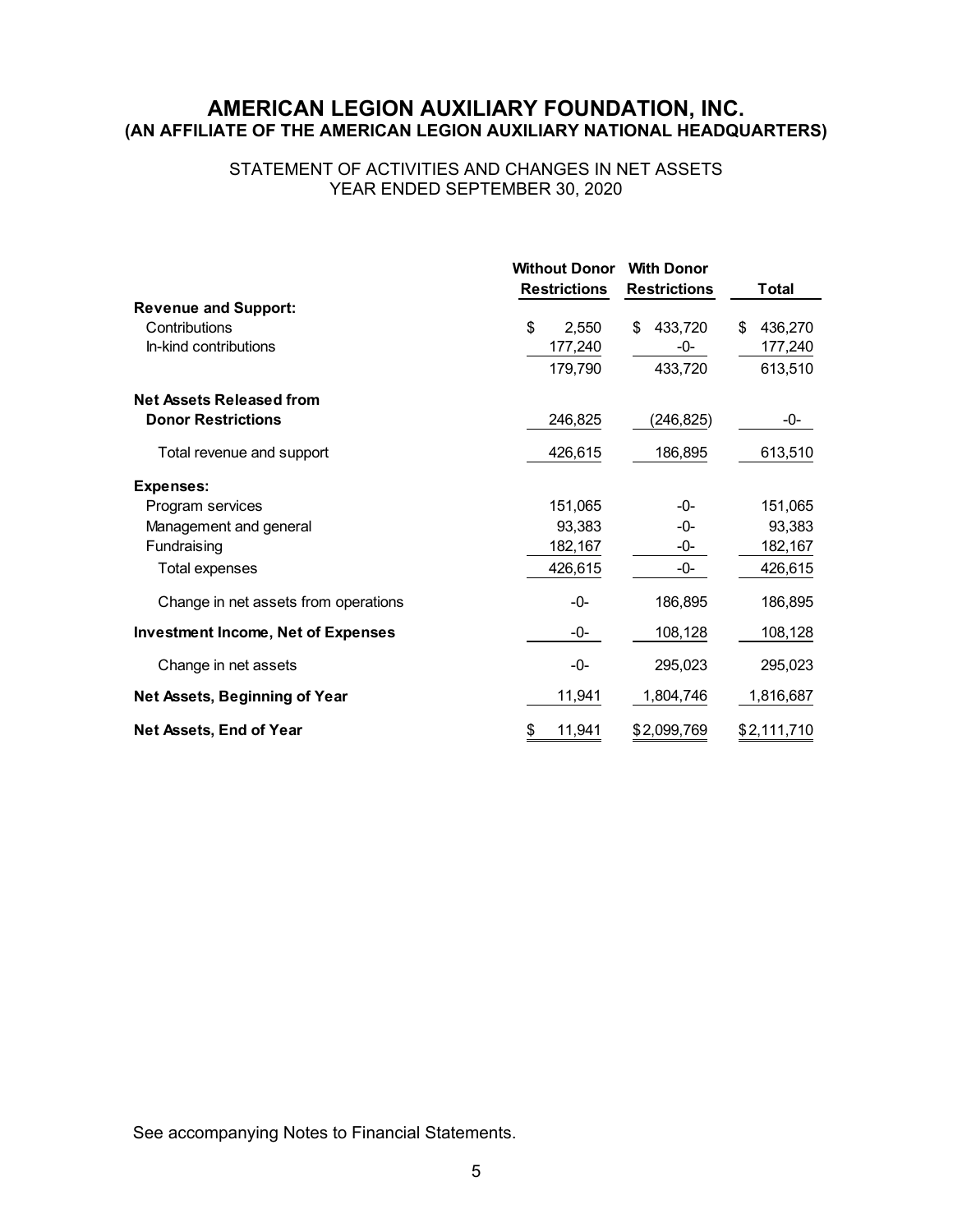# AMERICAN LEGION AUXILIARY FOUNDATION, INC.
## (AN AFFILIATE OF THE AMERICAN LEGION AUXILIARY NATIONAL HEADQUARTERS)

STATEMENT OF ACTIVITIES AND CHANGES IN NET ASSETS
YEAR ENDED SEPTEMBER 30, 2020

| | Without Donor Restrictions | With Donor Restrictions | Total |
|---|---|---|---|
| **Revenue and Support:** | | | |
| Contributions | $ 2,550 | $ 433,720 | $ 436,270 |
| In-kind contributions | 177,240 | -0- | 177,240 |
| | 179,790 | 433,720 | 613,510 |
| **Net Assets Released from Donor Restrictions** | 246,825 | (246,825) | -0- |
| Total revenue and support | 426,615 | 186,895 | 613,510 |
| **Expenses:** | | | |
| Program services | 151,065 | -0- | 151,065 |
| Management and general | 93,383 | -0- | 93,383 |
| Fundraising | 182,167 | -0- | 182,167 |
| Total expenses | 426,615 | -0- | 426,615 |
| Change in net assets from operations | -0- | 186,895 | 186,895 |
| **Investment Income, Net of Expenses** | -0- | 108,128 | 108,128 |
| Change in net assets | -0- | 295,023 | 295,023 |
| **Net Assets, Beginning of Year** | 11,941 | 1,804,746 | 1,816,687 |
| **Net Assets, End of Year** | $ 11,941 | $ 2,099,769 | $ 2,111,710 |

See accompanying Notes to Financial Statements.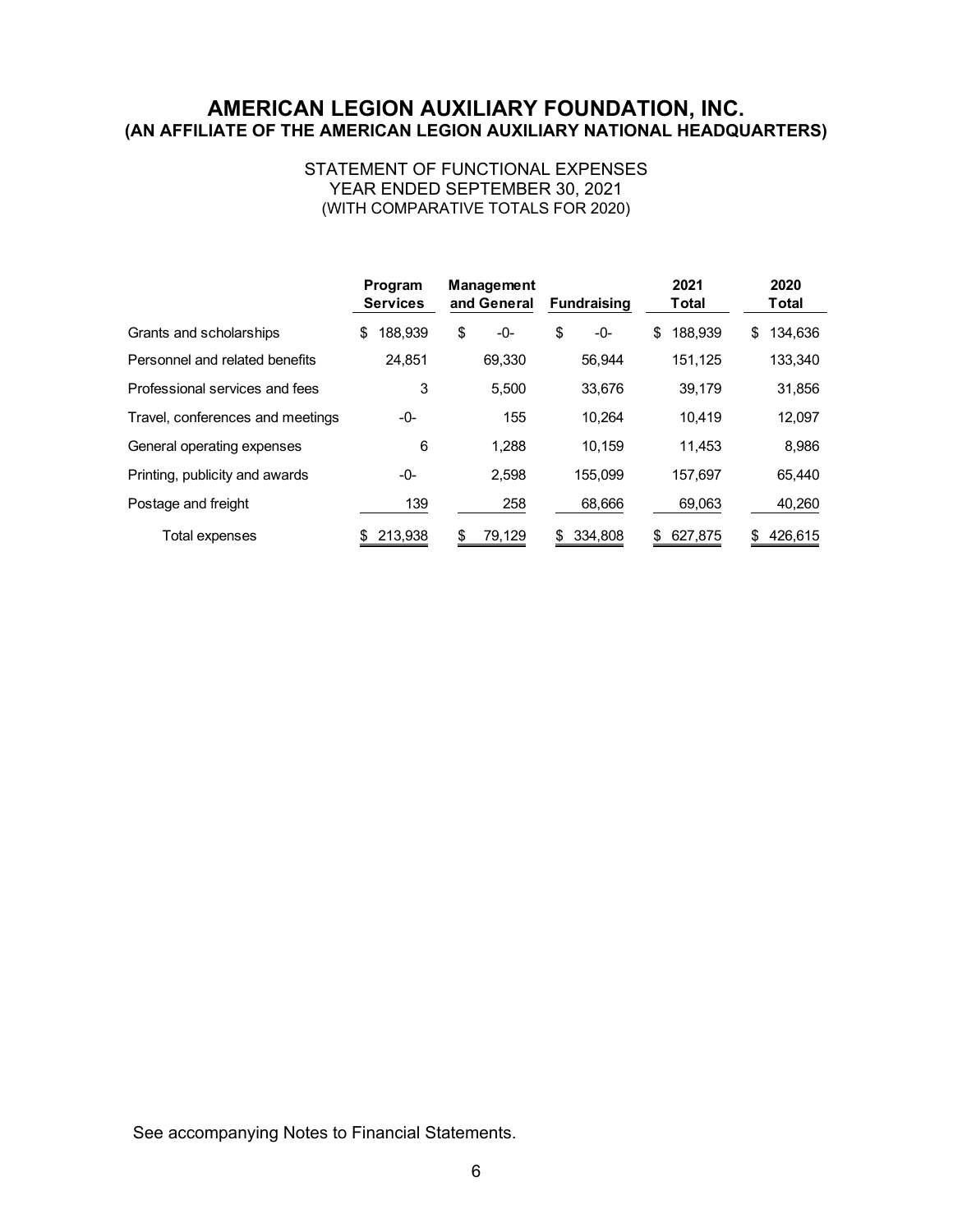# AMERICAN LEGION AUXILIARY FOUNDATION, INC.
## (AN AFFILIATE OF THE AMERICAN LEGION AUXILIARY NATIONAL HEADQUARTERS)

STATEMENT OF FUNCTIONAL EXPENSES
YEAR ENDED SEPTEMBER 30, 2021
(WITH COMPARATIVE TOTALS FOR 2020)

| | Program Services | Management and General | Fundraising | 2021 Total | 2020 Total |
|---|---|---|---|---|---|
| Grants and scholarships | $ 188,939 | $ -0- | $ -0- | $ 188,939 | $ 134,636 |
| Personnel and related benefits | 24,851 | 69,330 | 56,944 | 151,125 | 133,340 |
| Professional services and fees | 3 | 5,500 | 33,676 | 39,179 | 31,856 |
| Travel, conferences and meetings | -0- | 155 | 10,264 | 10,419 | 12,097 |
| General operating expenses | 6 | 1,288 | 10,159 | 11,453 | 8,986 |
| Printing, publicity and awards | -0- | 2,598 | 155,099 | 157,697 | 65,440 |
| Postage and freight | 139 | 258 | 68,666 | 69,063 | 40,260 |
| Total expenses | $ 213,938 | $ 79,129 | $ 334,808 | $ 627,875 | $ 426,615 |

See accompanying Notes to Financial Statements.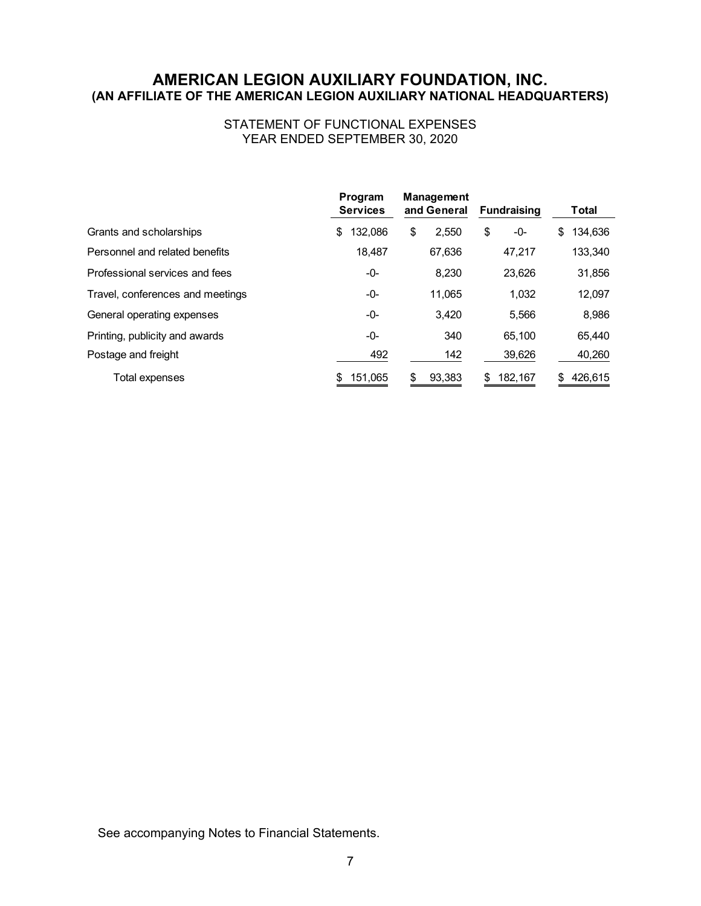# AMERICAN LEGION AUXILIARY FOUNDATION, INC.
## (AN AFFILIATE OF THE AMERICAN LEGION AUXILIARY NATIONAL HEADQUARTERS)

STATEMENT OF FUNCTIONAL EXPENSES
YEAR ENDED SEPTEMBER 30, 2020

| | Program Services | Management and General | Fundraising | Total |
|---|---|---|---|---|
| Grants and scholarships | $ 132,086 | $ 2,550 | $ -0- | $ 134,636 |
| Personnel and related benefits | 18,487 | 67,636 | 47,217 | 133,340 |
| Professional services and fees | -0- | 8,230 | 23,626 | 31,856 |
| Travel, conferences and meetings | -0- | 11,065 | 1,032 | 12,097 |
| General operating expenses | -0- | 3,420 | 5,566 | 8,986 |
| Printing, publicity and awards | -0- | 340 | 65,100 | 65,440 |
| Postage and freight | 492 | 142 | 39,626 | 40,260 |
| Total expenses | $ 151,065 | $ 93,383 | $ 182,167 | $ 426,615 |

See accompanying Notes to Financial Statements.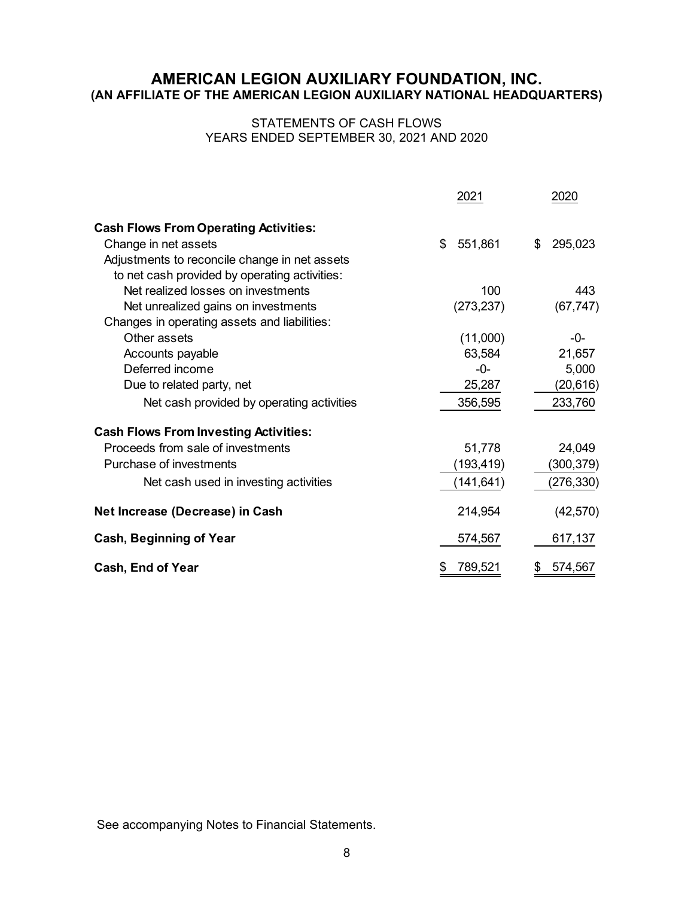# AMERICAN LEGION AUXILIARY FOUNDATION, INC.
## (AN AFFILIATE OF THE AMERICAN LEGION AUXILIARY NATIONAL HEADQUARTERS)

STATEMENTS OF CASH FLOWS
YEARS ENDED SEPTEMBER 30, 2021 AND 2020

| | 2021 | 2020 |
|---|---|---|
| **Cash Flows From Operating Activities:** | | |
| Change in net assets | $ 551,861 | $ 295,023 |
| Adjustments to reconcile change in net assets to net cash provided by operating activities: | | |
| Net realized losses on investments | 100 | 443 |
| Net unrealized gains on investments | (273,237) | (67,747) |
| Changes in operating assets and liabilities: | | |
| Other assets | (11,000) | -0- |
| Accounts payable | 63,584 | 21,657 |
| Deferred income | -0- | 5,000 |
| Due to related party, net | 25,287 | (20,616) |
| Net cash provided by operating activities | 356,595 | 233,760 |
| **Cash Flows From Investing Activities:** | | |
| Proceeds from sale of investments | 51,778 | 24,049 |
| Purchase of investments | (193,419) | (300,379) |
| Net cash used in investing activities | (141,641) | (276,330) |
| **Net Increase (Decrease) in Cash** | 214,954 | (42,570) |
| **Cash, Beginning of Year** | 574,567 | 617,137 |
| **Cash, End of Year** | $ 789,521 | $ 574,567 |

See accompanying Notes to Financial Statements.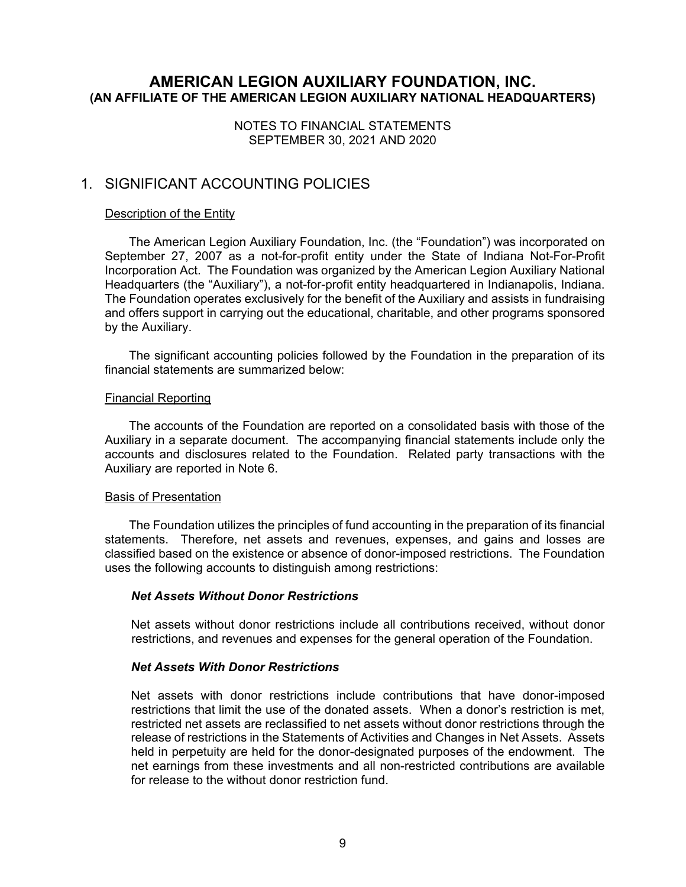# AMERICAN LEGION AUXILIARY FOUNDATION, INC.
## (AN AFFILIATE OF THE AMERICAN LEGION AUXILIARY NATIONAL HEADQUARTERS)

NOTES TO FINANCIAL STATEMENTS
SEPTEMBER 30, 2021 AND 2020

## 1. SIGNIFICANT ACCOUNTING POLICIES

Description of the Entity

The American Legion Auxiliary Foundation, Inc. (the "Foundation") was incorporated on September 27, 2007 as a not-for-profit entity under the State of Indiana Not-For-Profit Incorporation Act. The Foundation was organized by the American Legion Auxiliary National Headquarters (the "Auxiliary"), a not-for-profit entity headquartered in Indianapolis, Indiana. The Foundation operates exclusively for the benefit of the Auxiliary and assists in fundraising and offers support in carrying out the educational, charitable, and other programs sponsored by the Auxiliary.

The significant accounting policies followed by the Foundation in the preparation of its financial statements are summarized below:

Financial Reporting

The accounts of the Foundation are reported on a consolidated basis with those of the Auxiliary in a separate document. The accompanying financial statements include only the accounts and disclosures related to the Foundation. Related party transactions with the Auxiliary are reported in Note 6.

Basis of Presentation

The Foundation utilizes the principles of fund accounting in the preparation of its financial statements. Therefore, net assets and revenues, expenses, and gains and losses are classified based on the existence or absence of donor-imposed restrictions. The Foundation uses the following accounts to distinguish among restrictions:

***Net Assets Without Donor Restrictions***

Net assets without donor restrictions include all contributions received, without donor restrictions, and revenues and expenses for the general operation of the Foundation.

***Net Assets With Donor Restrictions***

Net assets with donor restrictions include contributions that have donor-imposed restrictions that limit the use of the donated assets. When a donor's restriction is met, restricted net assets are reclassified to net assets without donor restrictions through the release of restrictions in the Statements of Activities and Changes in Net Assets. Assets held in perpetuity are held for the donor-designated purposes of the endowment. The net earnings from these investments and all non-restricted contributions are available for release to the without donor restriction fund.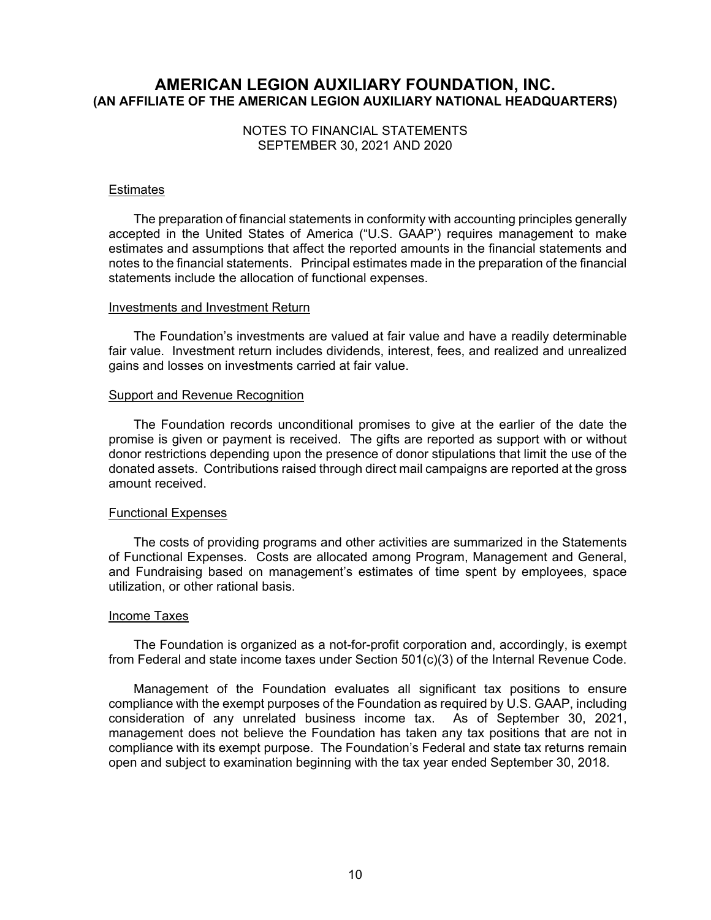# AMERICAN LEGION AUXILIARY FOUNDATION, INC.
## (AN AFFILIATE OF THE AMERICAN LEGION AUXILIARY NATIONAL HEADQUARTERS)

NOTES TO FINANCIAL STATEMENTS
SEPTEMBER 30, 2021 AND 2020

Estimates

The preparation of financial statements in conformity with accounting principles generally accepted in the United States of America ("U.S. GAAP') requires management to make estimates and assumptions that affect the reported amounts in the financial statements and notes to the financial statements. Principal estimates made in the preparation of the financial statements include the allocation of functional expenses.

Investments and Investment Return

The Foundation's investments are valued at fair value and have a readily determinable fair value. Investment return includes dividends, interest, fees, and realized and unrealized gains and losses on investments carried at fair value.

Support and Revenue Recognition

The Foundation records unconditional promises to give at the earlier of the date the promise is given or payment is received. The gifts are reported as support with or without donor restrictions depending upon the presence of donor stipulations that limit the use of the donated assets. Contributions raised through direct mail campaigns are reported at the gross amount received.

Functional Expenses

The costs of providing programs and other activities are summarized in the Statements of Functional Expenses. Costs are allocated among Program, Management and General, and Fundraising based on management's estimates of time spent by employees, space utilization, or other rational basis.

Income Taxes

The Foundation is organized as a not-for-profit corporation and, accordingly, is exempt from Federal and state income taxes under Section 501(c)(3) of the Internal Revenue Code.

Management of the Foundation evaluates all significant tax positions to ensure compliance with the exempt purposes of the Foundation as required by U.S. GAAP, including consideration of any unrelated business income tax. As of September 30, 2021, management does not believe the Foundation has taken any tax positions that are not in compliance with its exempt purpose. The Foundation's Federal and state tax returns remain open and subject to examination beginning with the tax year ended September 30, 2018.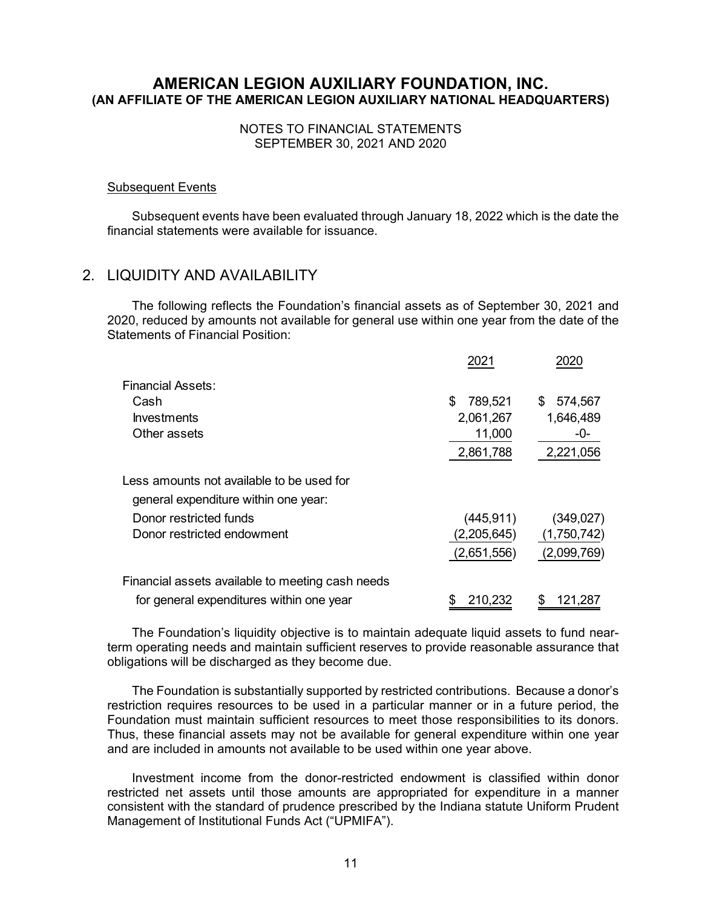## AMERICAN LEGION AUXILIARY FOUNDATION, INC.
### (AN AFFILIATE OF THE AMERICAN LEGION AUXILIARY NATIONAL HEADQUARTERS)

NOTES TO FINANCIAL STATEMENTS
SEPTEMBER 30, 2021 AND 2020

Subsequent Events

Subsequent events have been evaluated through January 18, 2022 which is the date the financial statements were available for issuance.

## 2. LIQUIDITY AND AVAILABILITY

The following reflects the Foundation's financial assets as of September 30, 2021 and 2020, reduced by amounts not available for general use within one year from the date of the Statements of Financial Position:

| | 2021 | 2020 |
|---|---|---|
| Financial Assets: | | |
| Cash | $ 789,521 | $ 574,567 |
| Investments | 2,061,267 | 1,646,489 |
| Other assets | 11,000 | -0- |
| | 2,861,788 | 2,221,056 |
| Less amounts not available to be used for general expenditure within one year: | | |
| Donor restricted funds | (445,911) | (349,027) |
| Donor restricted endowment | (2,205,645) | (1,750,742) |
| | (2,651,556) | (2,099,769) |
| Financial assets available to meeting cash needs for general expenditures within one year | $ 210,232 | $ 121,287 |

The Foundation's liquidity objective is to maintain adequate liquid assets to fund near-term operating needs and maintain sufficient reserves to provide reasonable assurance that obligations will be discharged as they become due.

The Foundation is substantially supported by restricted contributions. Because a donor's restriction requires resources to be used in a particular manner or in a future period, the Foundation must maintain sufficient resources to meet those responsibilities to its donors. Thus, these financial assets may not be available for general expenditure within one year and are included in amounts not available to be used within one year above.

Investment income from the donor-restricted endowment is classified within donor restricted net assets until those amounts are appropriated for expenditure in a manner consistent with the standard of prudence prescribed by the Indiana statute Uniform Prudent Management of Institutional Funds Act ("UPMIFA").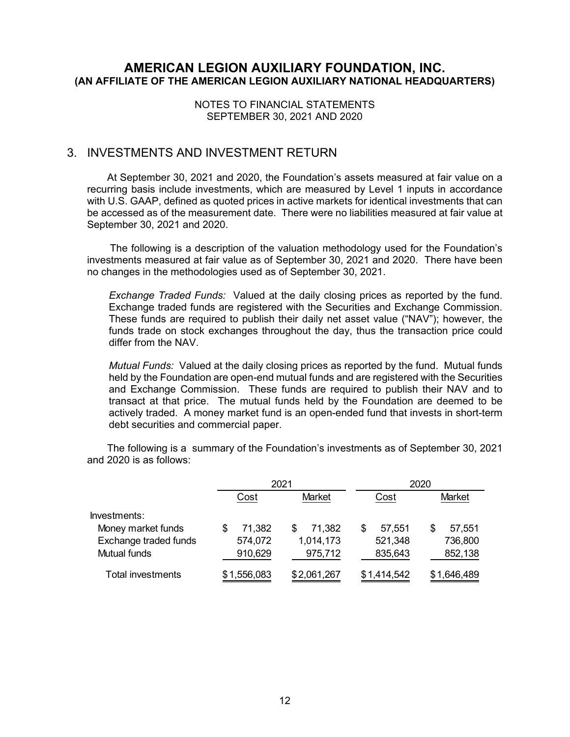# AMERICAN LEGION AUXILIARY FOUNDATION, INC.
## (AN AFFILIATE OF THE AMERICAN LEGION AUXILIARY NATIONAL HEADQUARTERS)

NOTES TO FINANCIAL STATEMENTS
SEPTEMBER 30, 2021 AND 2020

## 3. INVESTMENTS AND INVESTMENT RETURN

At September 30, 2021 and 2020, the Foundation's assets measured at fair value on a recurring basis include investments, which are measured by Level 1 inputs in accordance with U.S. GAAP, defined as quoted prices in active markets for identical investments that can be accessed as of the measurement date. There were no liabilities measured at fair value at September 30, 2021 and 2020.

The following is a description of the valuation methodology used for the Foundation's investments measured at fair value as of September 30, 2021 and 2020. There have been no changes in the methodologies used as of September 30, 2021.

*Exchange Traded Funds:* Valued at the daily closing prices as reported by the fund. Exchange traded funds are registered with the Securities and Exchange Commission. These funds are required to publish their daily net asset value ("NAV"); however, the funds trade on stock exchanges throughout the day, thus the transaction price could differ from the NAV.

*Mutual Funds:* Valued at the daily closing prices as reported by the fund. Mutual funds held by the Foundation are open-end mutual funds and are registered with the Securities and Exchange Commission. These funds are required to publish their NAV and to transact at that price. The mutual funds held by the Foundation are deemed to be actively traded. A money market fund is an open-ended fund that invests in short-term debt securities and commercial paper.

The following is a summary of the Foundation's investments as of September 30, 2021 and 2020 is as follows:

| | 2021 | | 2020 | |
|---|---|---|---|---|
| | Cost | Market | Cost | Market |
| Investments: | | | | |
| Money market funds | $ 71,382 | $ 71,382 | $ 57,551 | $ 57,551 |
| Exchange traded funds | 574,072 | 1,014,173 | 521,348 | 736,800 |
| Mutual funds | 910,629 | 975,712 | 835,643 | 852,138 |
| Total investments | $1,556,083 | $2,061,267 | $1,414,542 | $1,646,489 |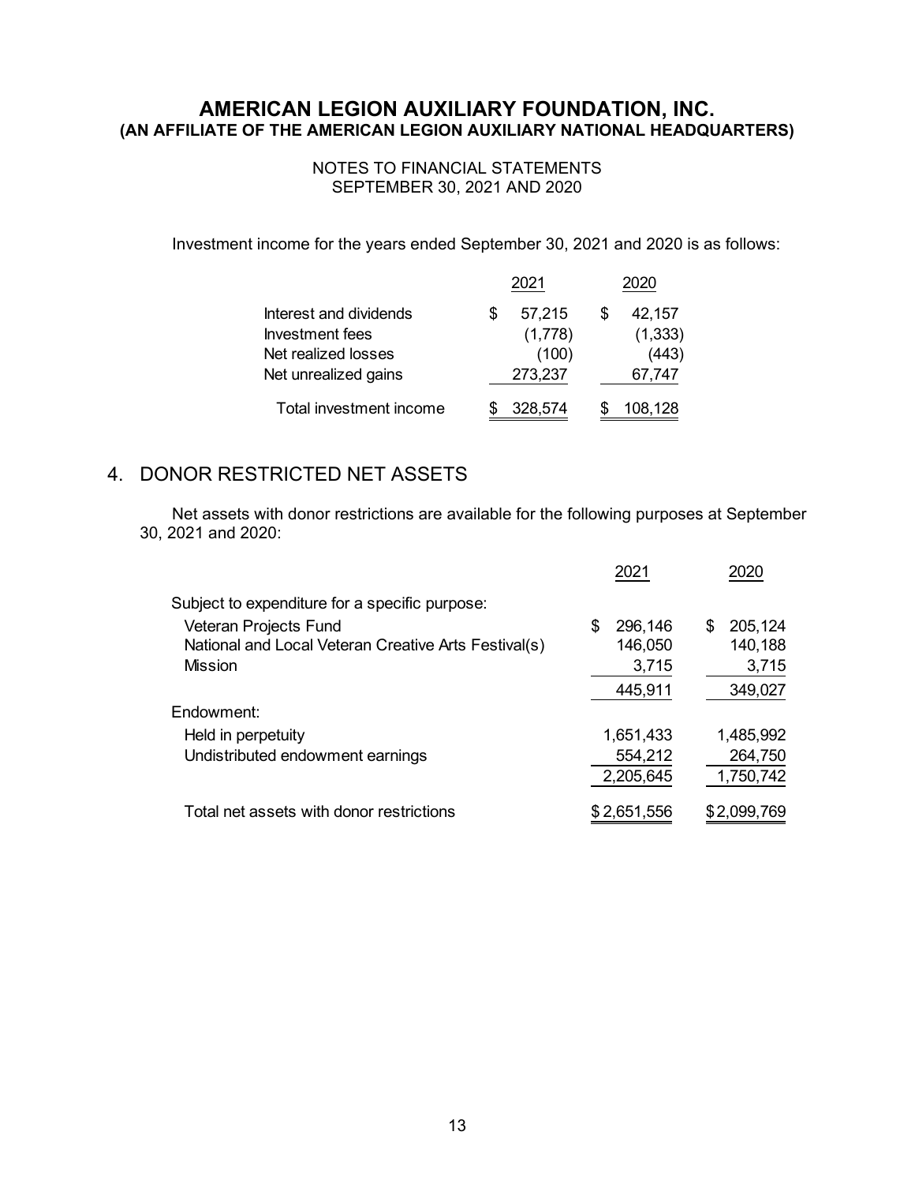Investment income for the years ended September 30, 2021 and 2020 is as follows:

| | 2021 | 2020 |
|---|---|---|
| Interest and dividends | $ 57,215 | $ 42,157 |
| Investment fees | (1,778) | (1,333) |
| Net realized losses | (100) | (443) |
| Net unrealized gains | 273,237 | 67,747 |
| Total investment income | $ 328,574 | $ 108,128 |

## 4. DONOR RESTRICTED NET ASSETS

Net assets with donor restrictions are available for the following purposes at September 30, 2021 and 2020:

| | 2021 | 2020 |
|---|---|---|
| Subject to expenditure for a specific purpose: | | |
| Veteran Projects Fund | $ 296,146 | $ 205,124 |
| National and Local Veteran Creative Arts Festival(s) | 146,050 | 140,188 |
| Mission | 3,715 | 3,715 |
| | 445,911 | 349,027 |
| Endowment: | | |
| Held in perpetuity | 1,651,433 | 1,485,992 |
| Undistributed endowment earnings | 554,212 | 264,750 |
| | 2,205,645 | 1,750,742 |
| Total net assets with donor restrictions | $ 2,651,556 | $ 2,099,769 |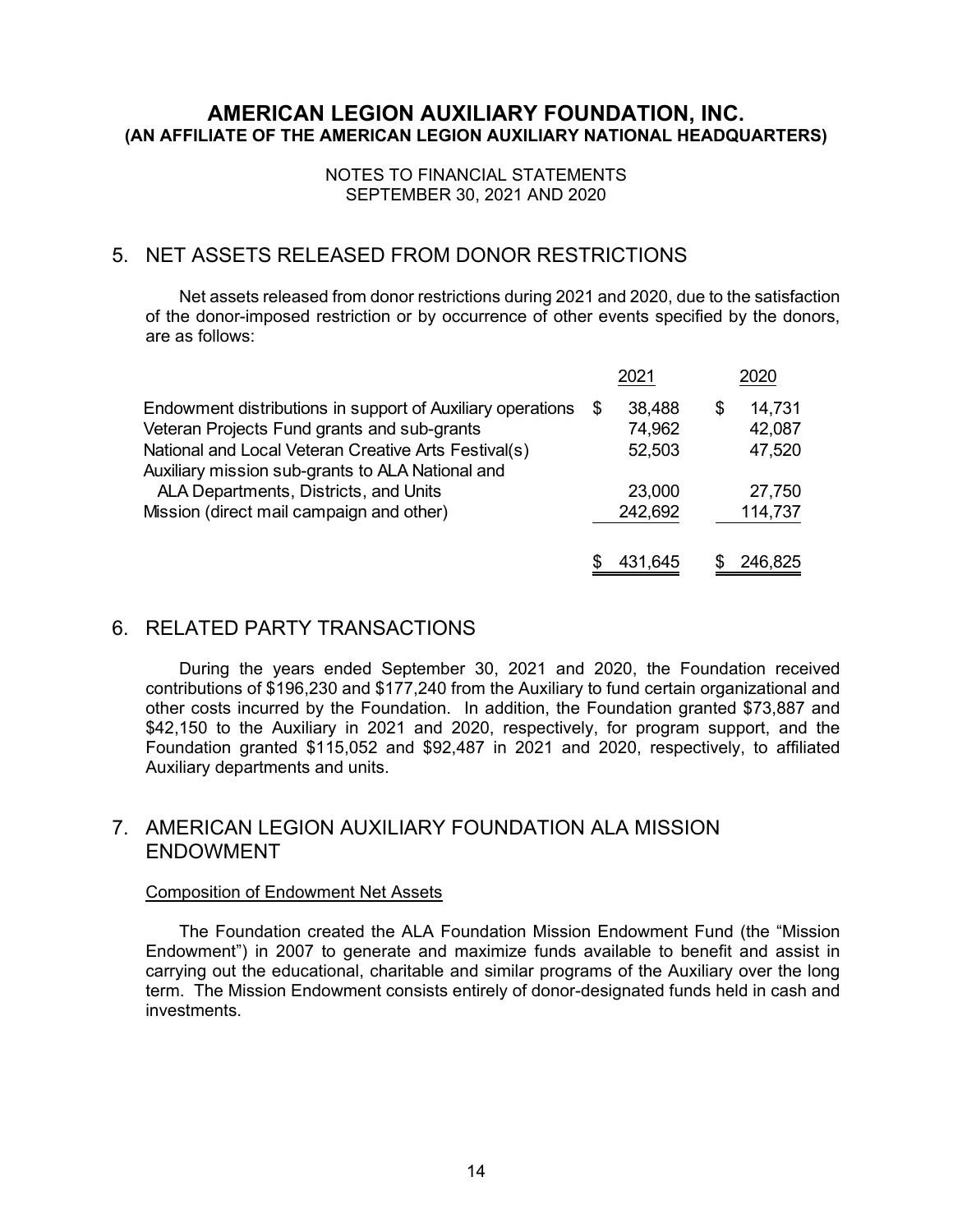# AMERICAN LEGION AUXILIARY FOUNDATION, INC.
**(AN AFFILIATE OF THE AMERICAN LEGION AUXILIARY NATIONAL HEADQUARTERS)**

NOTES TO FINANCIAL STATEMENTS
SEPTEMBER 30, 2021 AND 2020

## 5. NET ASSETS RELEASED FROM DONOR RESTRICTIONS

Net assets released from donor restrictions during 2021 and 2020, due to the satisfaction of the donor-imposed restriction or by occurrence of other events specified by the donors, are as follows:

| | 2021 | 2020 |
|---|---|---|
| Endowment distributions in support of Auxiliary operations | $ 38,488 | $ 14,731 |
| Veteran Projects Fund grants and sub-grants | 74,962 | 42,087 |
| National and Local Veteran Creative Arts Festival(s) | 52,503 | 47,520 |
| Auxiliary mission sub-grants to ALA National and ALA Departments, Districts, and Units | 23,000 | 27,750 |
| Mission (direct mail campaign and other) | 242,692 | 114,737 |
| | $ 431,645 | $ 246,825 |

## 6. RELATED PARTY TRANSACTIONS

During the years ended September 30, 2021 and 2020, the Foundation received contributions of $196,230 and $177,240 from the Auxiliary to fund certain organizational and other costs incurred by the Foundation. In addition, the Foundation granted $73,887 and $42,150 to the Auxiliary in 2021 and 2020, respectively, for program support, and the Foundation granted $115,052 and $92,487 in 2021 and 2020, respectively, to affiliated Auxiliary departments and units.

## 7. AMERICAN LEGION AUXILIARY FOUNDATION ALA MISSION ENDOWMENT

### Composition of Endowment Net Assets

The Foundation created the ALA Foundation Mission Endowment Fund (the "Mission Endowment") in 2007 to generate and maximize funds available to benefit and assist in carrying out the educational, charitable and similar programs of the Auxiliary over the long term. The Mission Endowment consists entirely of donor-designated funds held in cash and investments.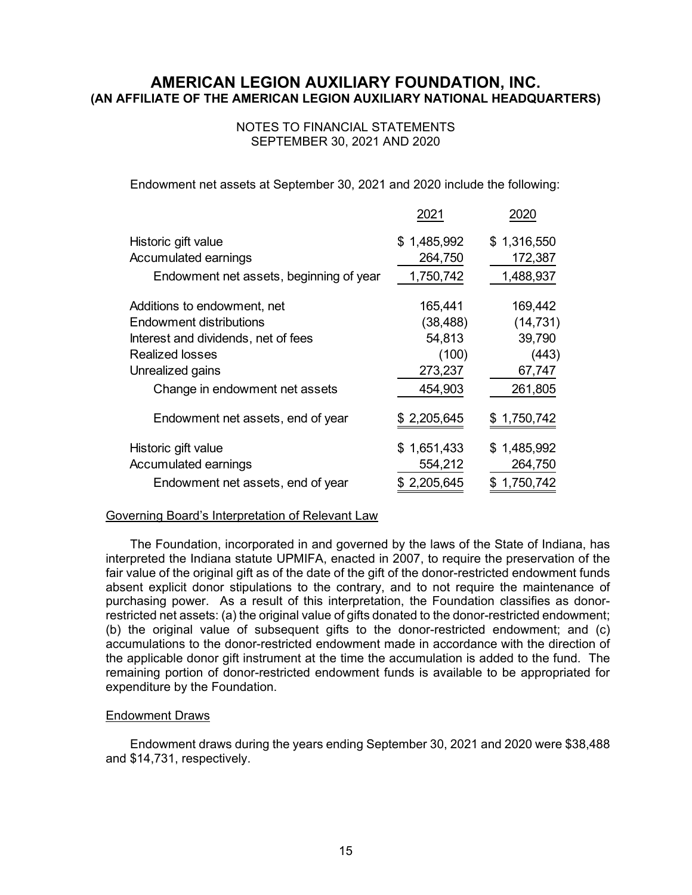# AMERICAN LEGION AUXILIARY FOUNDATION, INC.
## (AN AFFILIATE OF THE AMERICAN LEGION AUXILIARY NATIONAL HEADQUARTERS)

NOTES TO FINANCIAL STATEMENTS
SEPTEMBER 30, 2021 AND 2020

Endowment net assets at September 30, 2021 and 2020 include the following:

| | 2021 | 2020 |
|---|---|---|
| Historic gift value | $ 1,485,992 | $ 1,316,550 |
| Accumulated earnings | 264,750 | 172,387 |
| Endowment net assets, beginning of year | 1,750,742 | 1,488,937 |
| Additions to endowment, net | 165,441 | 169,442 |
| Endowment distributions | (38,488) | (14,731) |
| Interest and dividends, net of fees | 54,813 | 39,790 |
| Realized losses | (100) | (443) |
| Unrealized gains | 273,237 | 67,747 |
| Change in endowment net assets | 454,903 | 261,805 |
| Endowment net assets, end of year | $ 2,205,645 | $ 1,750,742 |
| Historic gift value | $ 1,651,433 | $ 1,485,992 |
| Accumulated earnings | 554,212 | 264,750 |
| Endowment net assets, end of year | $ 2,205,645 | $ 1,750,742 |

### Governing Board's Interpretation of Relevant Law

The Foundation, incorporated in and governed by the laws of the State of Indiana, has interpreted the Indiana statute UPMIFA, enacted in 2007, to require the preservation of the fair value of the original gift as of the date of the gift of the donor-restricted endowment funds absent explicit donor stipulations to the contrary, and to not require the maintenance of purchasing power. As a result of this interpretation, the Foundation classifies as donor-restricted net assets: (a) the original value of gifts donated to the donor-restricted endowment; (b) the original value of subsequent gifts to the donor-restricted endowment; and (c) accumulations to the donor-restricted endowment made in accordance with the direction of the applicable donor gift instrument at the time the accumulation is added to the fund. The remaining portion of donor-restricted endowment funds is available to be appropriated for expenditure by the Foundation.

### Endowment Draws

Endowment draws during the years ending September 30, 2021 and 2020 were $38,488 and $14,731, respectively.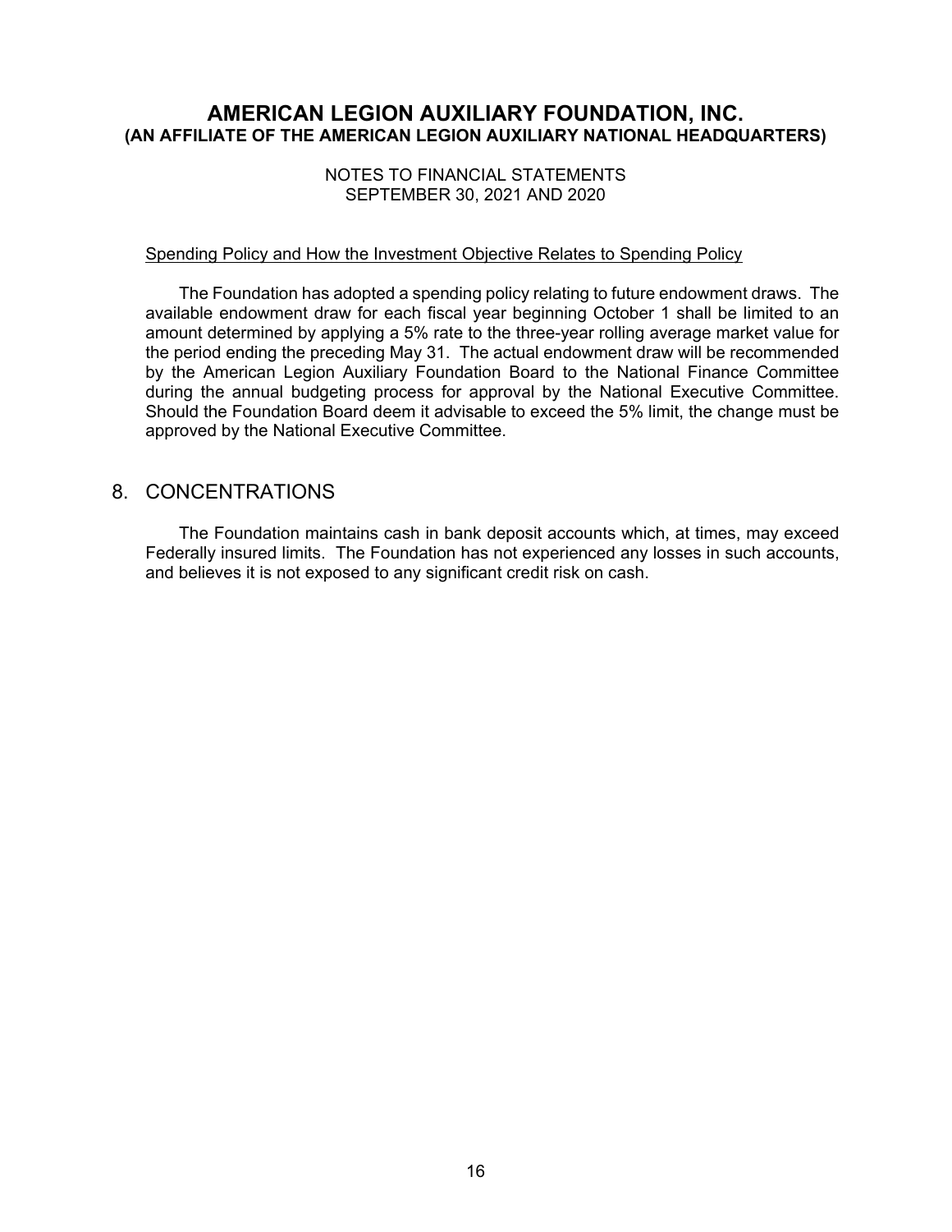Spending Policy and How the Investment Objective Relates to Spending Policy

The Foundation has adopted a spending policy relating to future endowment draws. The available endowment draw for each fiscal year beginning October 1 shall be limited to an amount determined by applying a 5% rate to the three-year rolling average market value for the period ending the preceding May 31. The actual endowment draw will be recommended by the American Legion Auxiliary Foundation Board to the National Finance Committee during the annual budgeting process for approval by the National Executive Committee. Should the Foundation Board deem it advisable to exceed the 5% limit, the change must be approved by the National Executive Committee.

## 8. CONCENTRATIONS

The Foundation maintains cash in bank deposit accounts which, at times, may exceed Federally insured limits. The Foundation has not experienced any losses in such accounts, and believes it is not exposed to any significant credit risk on cash.